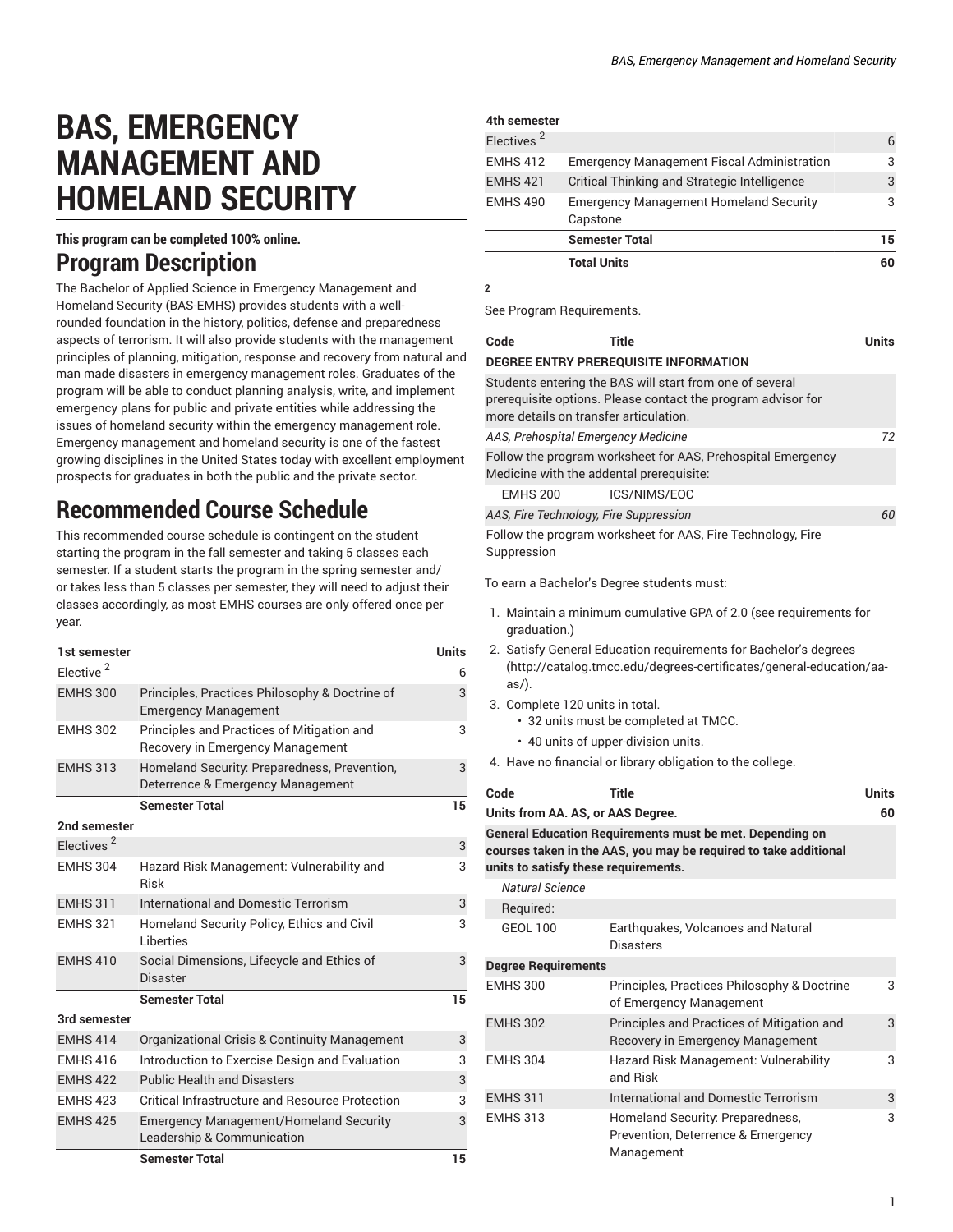# BAS, EMERGENCY MANAGEMENT AND HOMELAND SECURITY

**This program can be completed 100% online.**

## Program Description

The Bachelor of Applied Science in Emergency Management and Homeland Security (BAS-EMHS) provides students with a well-rounded foundation in the history, politics, defense and preparedness aspects of terrorism. It will also provide students with the management principles of planning, mitigation, response and recovery from natural and man made disasters in emergency management roles. Graduates of the program will be able to conduct planning analysis, write, and implement emergency plans for public and private entities while addressing the issues of homeland security within the emergency management role. Emergency management and homeland security is one of the fastest growing disciplines in the United States today with excellent employment prospects for graduates in both the public and the private sector.

## Recommended Course Schedule

This recommended course schedule is contingent on the student starting the program in the fall semester and taking 5 classes each semester. If a student starts the program in the spring semester and/or takes less than 5 classes per semester, they will need to adjust their classes accordingly, as most EMHS courses are only offered once per year.

| 1st semester | | Units |
|---|---|---|
| Elective [2] | | 6 |
| EMHS 300 | Principles, Practices Philosophy & Doctrine of Emergency Management | 3 |
| EMHS 302 | Principles and Practices of Mitigation and Recovery in Emergency Management | 3 |
| EMHS 313 | Homeland Security: Preparedness, Prevention, Deterrence & Emergency Management | 3 |
| | **Semester Total** | **15** |
| **2nd semester** | | |
| Electives [2] | | 3 |
| EMHS 304 | Hazard Risk Management: Vulnerability and Risk | 3 |
| EMHS 311 | International and Domestic Terrorism | 3 |
| EMHS 321 | Homeland Security Policy, Ethics and Civil Liberties | 3 |
| EMHS 410 | Social Dimensions, Lifecycle and Ethics of Disaster | 3 |
| | **Semester Total** | **15** |
| **3rd semester** | | |
| EMHS 414 | Organizational Crisis & Continuity Management | 3 |
| EMHS 416 | Introduction to Exercise Design and Evaluation | 3 |
| EMHS 422 | Public Health and Disasters | 3 |
| EMHS 423 | Critical Infrastructure and Resource Protection | 3 |
| EMHS 425 | Emergency Management/Homeland Security Leadership & Communication | 3 |
| | **Semester Total** | **15** |
| **4th semester** | | |
| Electives [2] | | 6 |
| EMHS 412 | Emergency Management Fiscal Administration | 3 |
| EMHS 421 | Critical Thinking and Strategic Intelligence | 3 |
| EMHS 490 | Emergency Management Homeland Security Capstone | 3 |
| | **Semester Total** | **15** |
| | **Total Units** | **60** |

**2**

See Program Requirements.

| Code | Title | Units |
|---|---|---|
| **DEGREE ENTRY PREREQUISITE INFORMATION** | | |
| Students entering the BAS will start from one of several prerequisite options. Please contact the program advisor for more details on transfer articulation. | | |
| *AAS, Prehospital Emergency Medicine* | | *72* |
| Follow the program worksheet for AAS, Prehospital Emergency Medicine with the addental prerequisite: | | |
| EMHS 200 | ICS/NIMS/EOC | |
| *AAS, Fire Technology, Fire Suppression* | | *60* |
| Follow the program worksheet for AAS, Fire Technology, Fire Suppression | | |

To earn a Bachelor's Degree students must:

1. Maintain a minimum cumulative GPA of 2.0 (see requirements for graduation.)
2. Satisfy General Education requirements for Bachelor's degrees (http://catalog.tmcc.edu/degrees-certificates/general-education/aa-as/).
3. Complete 120 units in total.
   - 32 units must be completed at TMCC.
   - 40 units of upper-division units.
4. Have no financial or library obligation to the college.

| Code | Title | Units |
|---|---|---|
| **Units from AA. AS, or AAS Degree.** | | **60** |
| **General Education Requirements must be met. Depending on courses taken in the AAS, you may be required to take additional units to satisfy these requirements.** | | |
| *Natural Science* | | |
| Required: | | |
| GEOL 100 | Earthquakes, Volcanoes and Natural Disasters | |
| **Degree Requirements** | | |
| EMHS 300 | Principles, Practices Philosophy & Doctrine of Emergency Management | 3 |
| EMHS 302 | Principles and Practices of Mitigation and Recovery in Emergency Management | 3 |
| EMHS 304 | Hazard Risk Management: Vulnerability and Risk | 3 |
| EMHS 311 | International and Domestic Terrorism | 3 |
| EMHS 313 | Homeland Security: Preparedness, Prevention, Deterrence & Emergency Management | 3 |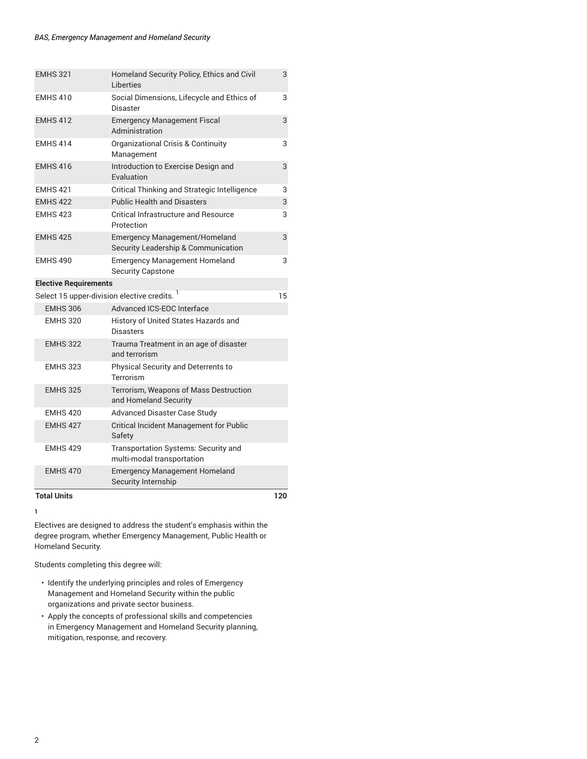| | | |
|---|---|---|
| EMHS 321 | Homeland Security Policy, Ethics and Civil Liberties | 3 |
| EMHS 410 | Social Dimensions, Lifecycle and Ethics of Disaster | 3 |
| EMHS 412 | Emergency Management Fiscal Administration | 3 |
| EMHS 414 | Organizational Crisis & Continuity Management | 3 |
| EMHS 416 | Introduction to Exercise Design and Evaluation | 3 |
| EMHS 421 | Critical Thinking and Strategic Intelligence | 3 |
| EMHS 422 | Public Health and Disasters | 3 |
| EMHS 423 | Critical Infrastructure and Resource Protection | 3 |
| EMHS 425 | Emergency Management/Homeland Security Leadership & Communication | 3 |
| EMHS 490 | Emergency Management Homeland Security Capstone | 3 |
| **Elective Requirements** | | |
| Select 15 upper-division elective credits. [1] | | 15 |
| EMHS 306 | Advanced ICS-EOC Interface | |
| EMHS 320 | History of United States Hazards and Disasters | |
| EMHS 322 | Trauma Treatment in an age of disaster and terrorism | |
| EMHS 323 | Physical Security and Deterrents to Terrorism | |
| EMHS 325 | Terrorism, Weapons of Mass Destruction and Homeland Security | |
| EMHS 420 | Advanced Disaster Case Study | |
| EMHS 427 | Critical Incident Management for Public Safety | |
| EMHS 429 | Transportation Systems: Security and multi-modal transportation | |
| EMHS 470 | Emergency Management Homeland Security Internship | |
| **Total Units** | | **120** |

**1**

Electives are designed to address the student's emphasis within the degree program, whether Emergency Management, Public Health or Homeland Security.

Students completing this degree will:

- Identify the underlying principles and roles of Emergency Management and Homeland Security within the public organizations and private sector business.
- Apply the concepts of professional skills and competencies in Emergency Management and Homeland Security planning, mitigation, response, and recovery.